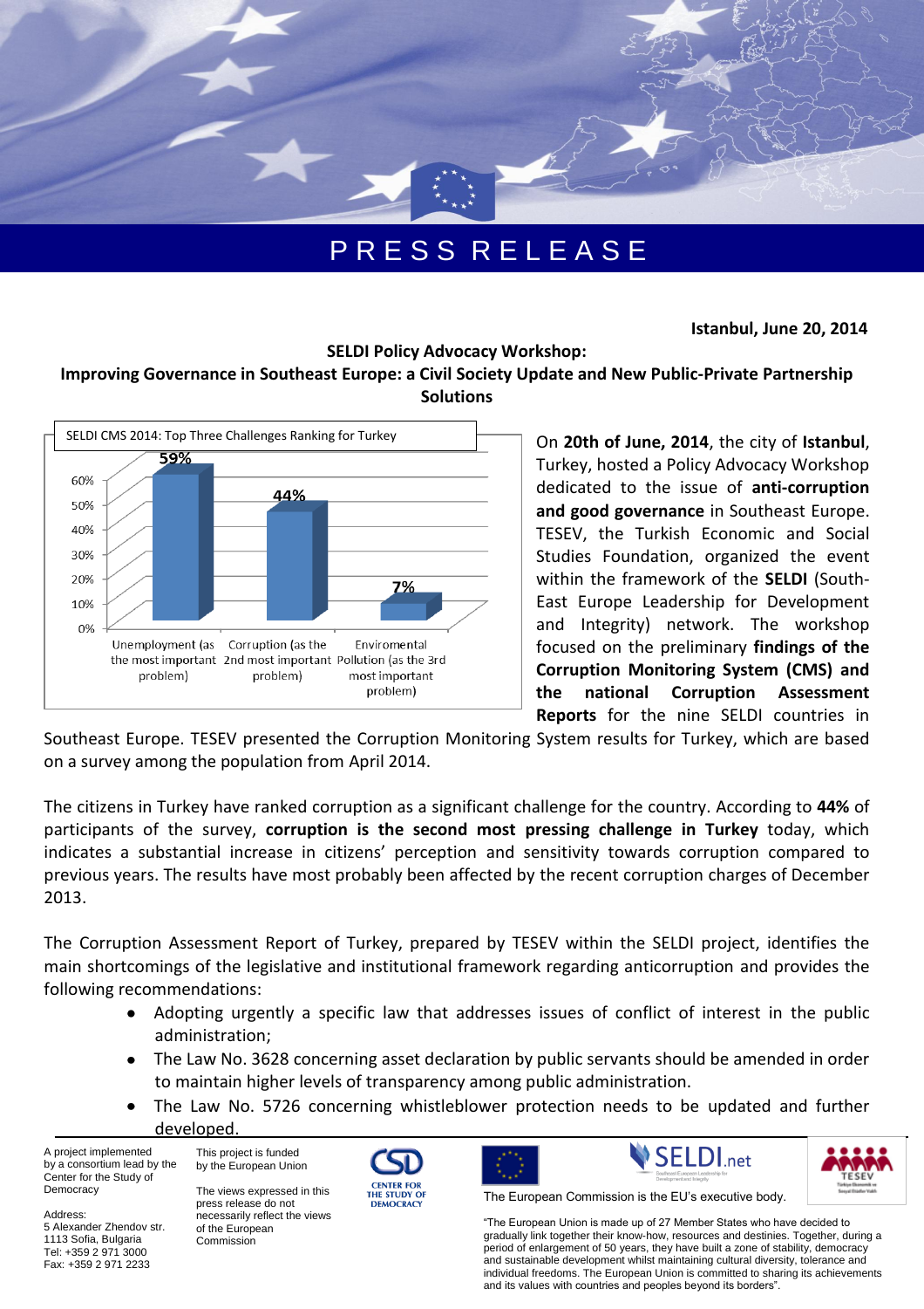# PRESS RELEASE

**Istanbul, June 20, 2014**

**SELDI Policy Advocacy Workshop:**
**Improving Governance in Southeast Europe: a Civil Society Update and New Public-Private Partnership Solutions**

SELDI CMS 2014: Top Three Challenges Ranking for Turkey

| Challenge | % |
|---|---|
| Unemployment (as the most important problem) | 59% |
| Corruption (as the 2nd most important problem) | 44% |
| Enviromental Pollution (as the 3rd most important problem) | 7% |

On **20th of June, 2014**, the city of **Istanbul**, Turkey, hosted a Policy Advocacy Workshop dedicated to the issue of **anti-corruption and good governance** in Southeast Europe. TESEV, the Turkish Economic and Social Studies Foundation, organized the event within the framework of the **SELDI** (South-East Europe Leadership for Development and Integrity) network. The workshop focused on the preliminary **findings of the Corruption Monitoring System (CMS) and the national Corruption Assessment Reports** for the nine SELDI countries in Southeast Europe. TESEV presented the Corruption Monitoring System results for Turkey, which are based on a survey among the population from April 2014.

The citizens in Turkey have ranked corruption as a significant challenge for the country. According to **44%** of participants of the survey, **corruption is the second most pressing challenge in Turkey** today, which indicates a substantial increase in citizens' perception and sensitivity towards corruption compared to previous years. The results have most probably been affected by the recent corruption charges of December 2013.

The Corruption Assessment Report of Turkey, prepared by TESEV within the SELDI project, identifies the main shortcomings of the legislative and institutional framework regarding anticorruption and provides the following recommendations:

- Adopting urgently a specific law that addresses issues of conflict of interest in the public administration;
- The Law No. 3628 concerning asset declaration by public servants should be amended in order to maintain higher levels of transparency among public administration.
- The Law No. 5726 concerning whistleblower protection needs to be updated and further developed.

A project implemented by a consortium lead by the Center for the Study of Democracy

Address:
5 Alexander Zhendov str.
1113 Sofia, Bulgaria
Tel: +359 2 971 3000
Fax: +359 2 971 2233

This project is funded by the European Union

The views expressed in this press release do not necessarily reflect the views of the European Commission

The European Commission is the EU's executive body.

"The European Union is made up of 27 Member States who have decided to gradually link together their know-how, resources and destinies. Together, during a period of enlargement of 50 years, they have built a zone of stability, democracy and sustainable development whilst maintaining cultural diversity, tolerance and individual freedoms. The European Union is committed to sharing its achievements and its values with countries and peoples beyond its borders".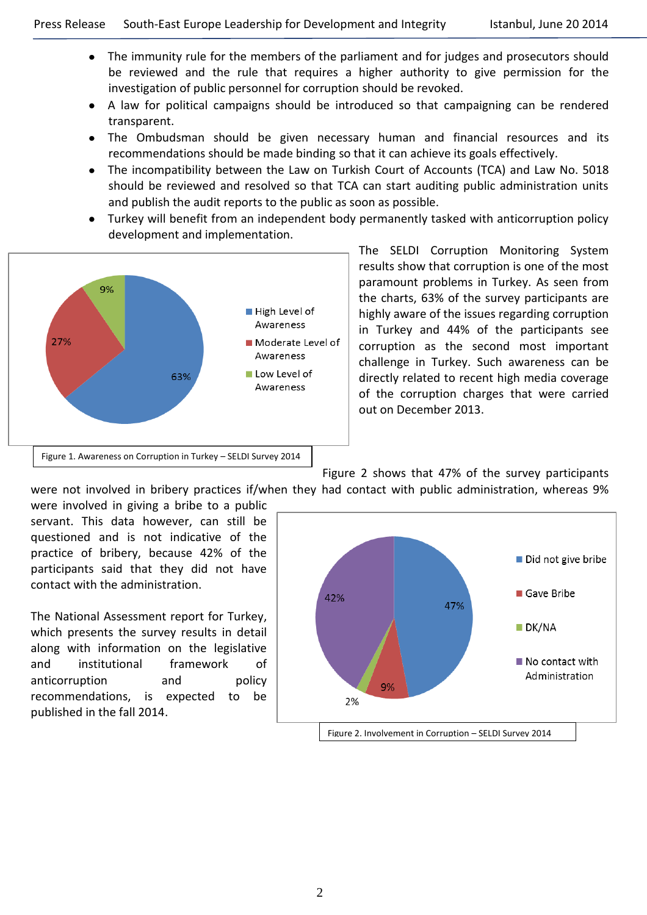- The immunity rule for the members of the parliament and for judges and prosecutors should be reviewed and the rule that requires a higher authority to give permission for the investigation of public personnel for corruption should be revoked.
- A law for political campaigns should be introduced so that campaigning can be rendered transparent.
- The Ombudsman should be given necessary human and financial resources and its recommendations should be made binding so that it can achieve its goals effectively.
- The incompatibility between the Law on Turkish Court of Accounts (TCA) and Law No. 5018 should be reviewed and resolved so that TCA can start auditing public administration units and publish the audit reports to the public as soon as possible.
- Turkey will benefit from an independent body permanently tasked with anticorruption policy development and implementation.

Figure 1. Awareness on Corruption in Turkey – SELDI Survey 2014

The SELDI Corruption Monitoring System results show that corruption is one of the most paramount problems in Turkey. As seen from the charts, 63% of the survey participants are highly aware of the issues regarding corruption in Turkey and 44% of the participants see corruption as the second most important challenge in Turkey. Such awareness can be directly related to recent high media coverage of the corruption charges that were carried out on December 2013.

Figure 2 shows that 47% of the survey participants were not involved in bribery practices if/when they had contact with public administration, whereas 9% were involved in giving a bribe to a public servant. This data however, can still be questioned and is not indicative of the practice of bribery, because 42% of the participants said that they did not have contact with the administration.

The National Assessment report for Turkey, which presents the survey results in detail along with information on the legislative and institutional framework of anticorruption and policy recommendations, is expected to be published in the fall 2014.

Figure 2. Involvement in Corruption – SELDI Survey 2014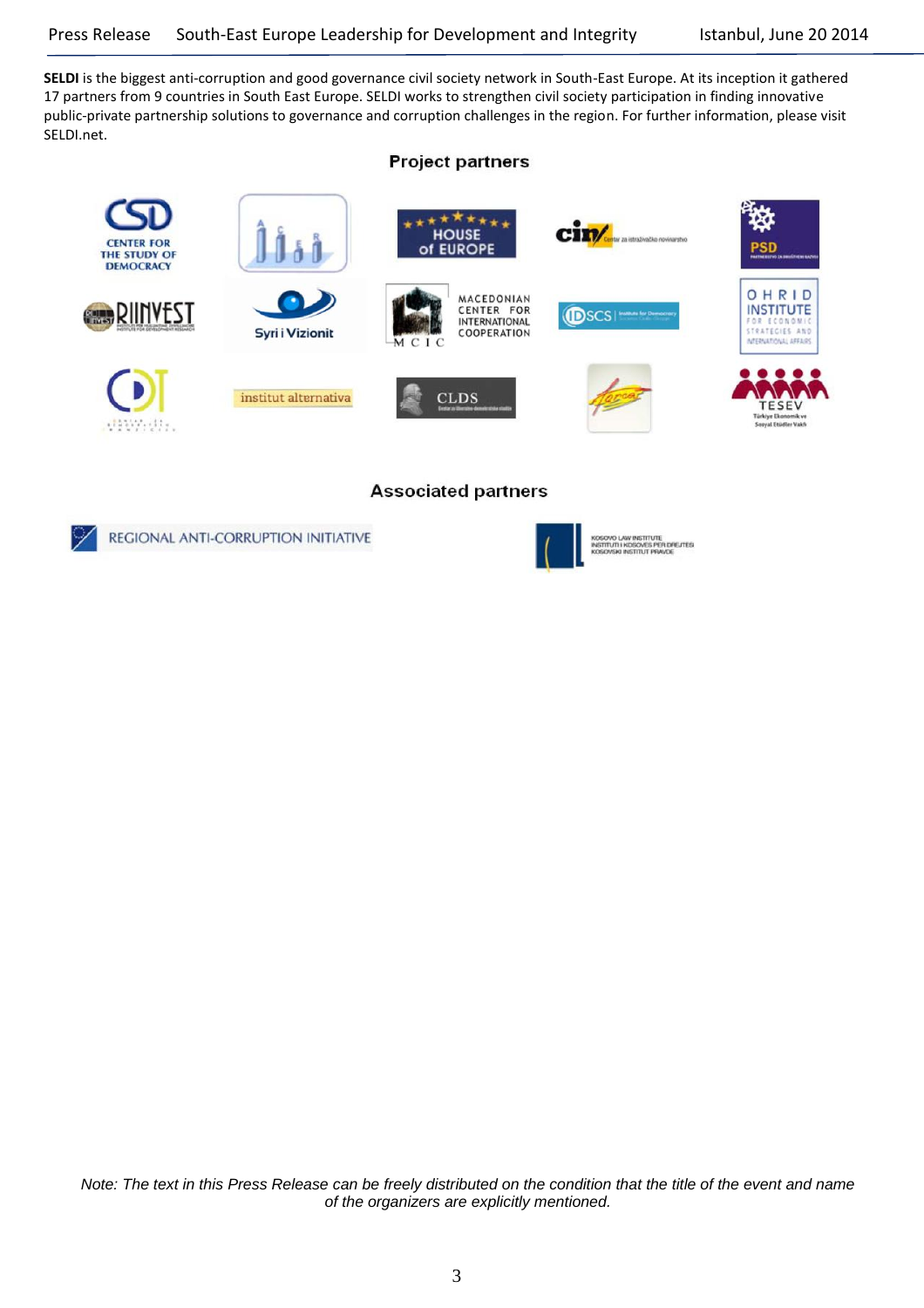**SELDI** is the biggest anti-corruption and good governance civil society network in South-East Europe. At its inception it gathered 17 partners from 9 countries in South East Europe. SELDI works to strengthen civil society participation in finding innovative public-private partnership solutions to governance and corruption challenges in the region. For further information, please visit SELDI.net.

## Project partners

## Associated partners

*Note: The text in this Press Release can be freely distributed on the condition that the title of the event and name of the organizers are explicitly mentioned.*